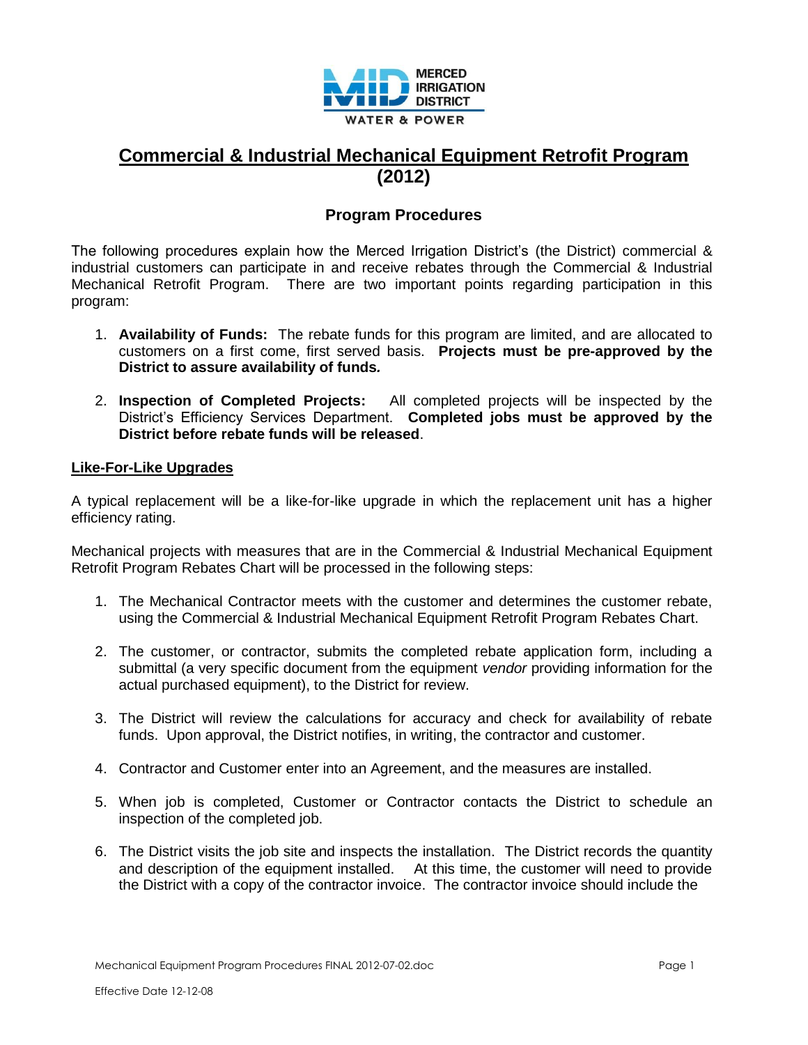MERCED IRRIGATION DISTRICT

WATER & POWER

# Commercial & Industrial Mechanical Equipment Retrofit Program (2012)

## Program Procedures

The following procedures explain how the Merced Irrigation District's (the District) commercial & industrial customers can participate in and receive rebates through the Commercial & Industrial Mechanical Retrofit Program. There are two important points regarding participation in this program:

1. **Availability of Funds:** The rebate funds for this program are limited, and are allocated to customers on a first come, first served basis. **Projects must be pre-approved by the District to assure availability of funds.**

2. **Inspection of Completed Projects:** All completed projects will be inspected by the District's Efficiency Services Department. **Completed jobs must be approved by the District before rebate funds will be released**.

### Like-For-Like Upgrades

A typical replacement will be a like-for-like upgrade in which the replacement unit has a higher efficiency rating.

Mechanical projects with measures that are in the Commercial & Industrial Mechanical Equipment Retrofit Program Rebates Chart will be processed in the following steps:

1. The Mechanical Contractor meets with the customer and determines the customer rebate, using the Commercial & Industrial Mechanical Equipment Retrofit Program Rebates Chart.

2. The customer, or contractor, submits the completed rebate application form, including a submittal (a very specific document from the equipment *vendor* providing information for the actual purchased equipment), to the District for review.

3. The District will review the calculations for accuracy and check for availability of rebate funds. Upon approval, the District notifies, in writing, the contractor and customer.

4. Contractor and Customer enter into an Agreement, and the measures are installed.

5. When job is completed, Customer or Contractor contacts the District to schedule an inspection of the completed job.

6. The District visits the job site and inspects the installation. The District records the quantity and description of the equipment installed. At this time, the customer will need to provide the District with a copy of the contractor invoice. The contractor invoice should include the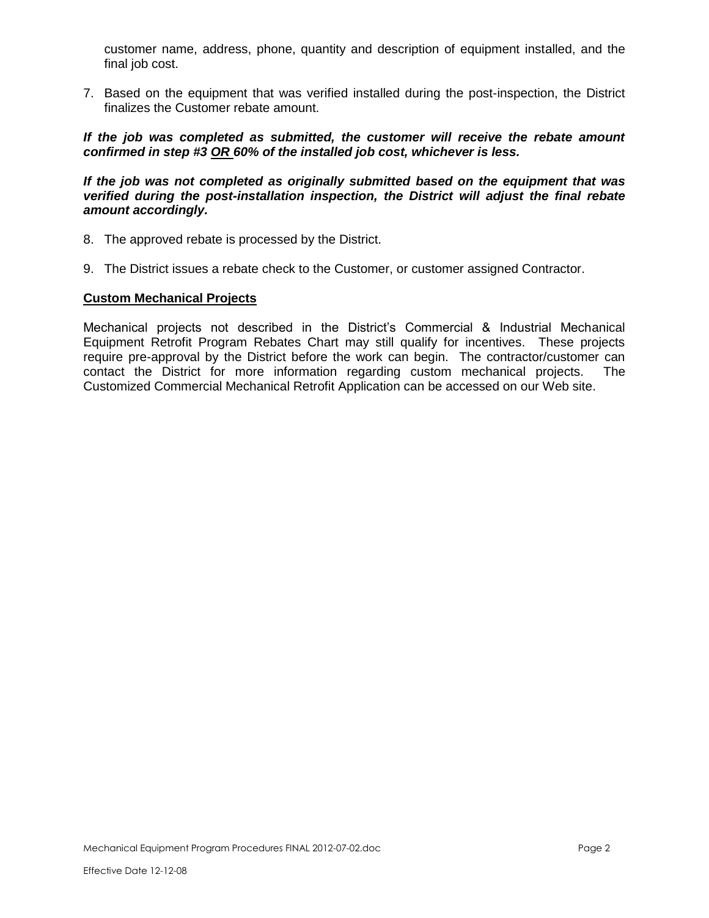customer name, address, phone, quantity and description of equipment installed, and the final job cost.

7. Based on the equipment that was verified installed during the post-inspection, the District finalizes the Customer rebate amount.

***If the job was completed as submitted, the customer will receive the rebate amount confirmed in step #3 OR 60% of the installed job cost, whichever is less.***

***If the job was not completed as originally submitted based on the equipment that was verified during the post-installation inspection, the District will adjust the final rebate amount accordingly.***

8. The approved rebate is processed by the District.

9. The District issues a rebate check to the Customer, or customer assigned Contractor.

**Custom Mechanical Projects**

Mechanical projects not described in the District's Commercial & Industrial Mechanical Equipment Retrofit Program Rebates Chart may still qualify for incentives. These projects require pre-approval by the District before the work can begin. The contractor/customer can contact the District for more information regarding custom mechanical projects. The Customized Commercial Mechanical Retrofit Application can be accessed on our Web site.